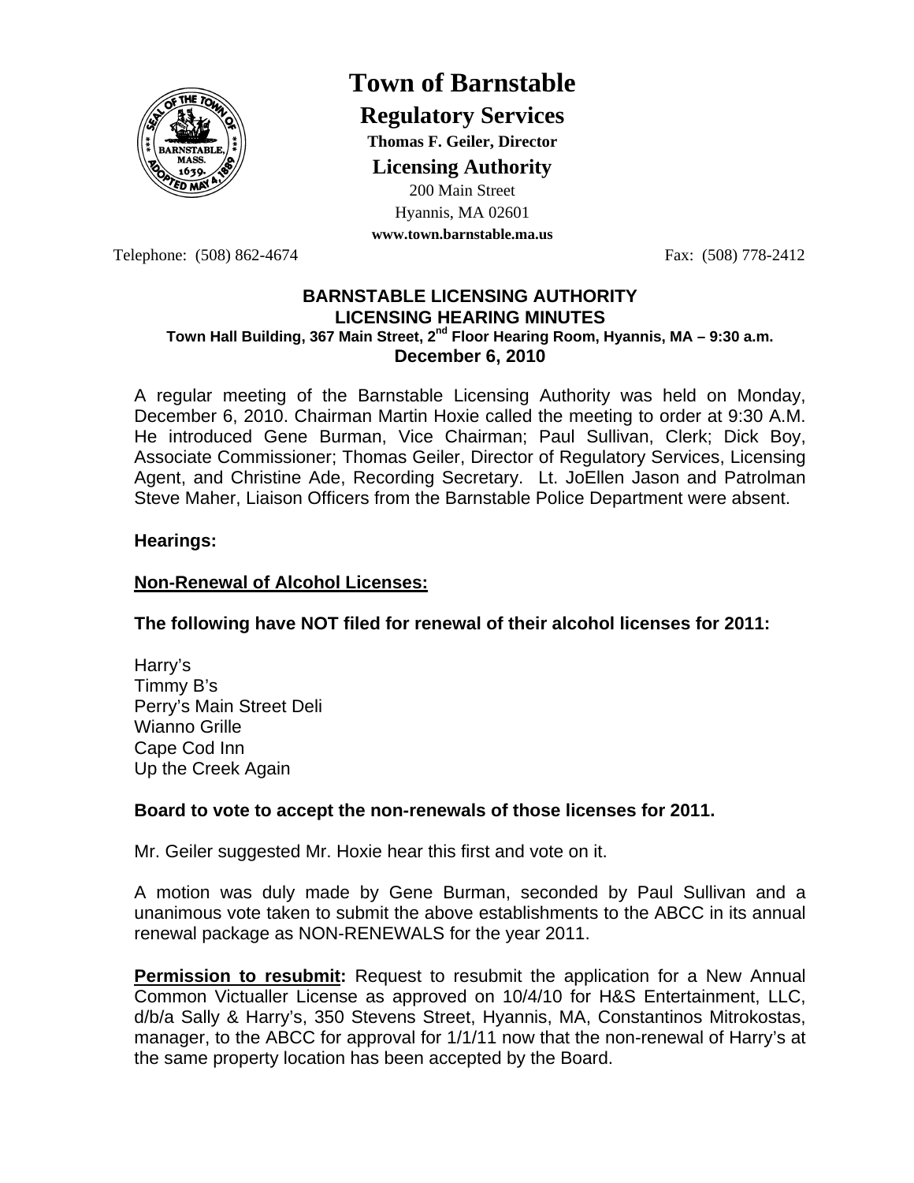# Town of Barnstable

## Regulatory Services

**Thomas F. Geiler, Director**

**Licensing Authority**

200 Main Street
Hyannis, MA 02601
**www.town.barnstable.ma.us**

Telephone: (508) 862-4674 Fax: (508) 778-2412

**BARNSTABLE LICENSING AUTHORITY**
**LICENSING HEARING MINUTES**
**Town Hall Building, 367 Main Street, 2nd Floor Hearing Room, Hyannis, MA – 9:30 a.m.**
**December 6, 2010**

A regular meeting of the Barnstable Licensing Authority was held on Monday, December 6, 2010. Chairman Martin Hoxie called the meeting to order at 9:30 A.M. He introduced Gene Burman, Vice Chairman; Paul Sullivan, Clerk; Dick Boy, Associate Commissioner; Thomas Geiler, Director of Regulatory Services, Licensing Agent, and Christine Ade, Recording Secretary. Lt. JoEllen Jason and Patrolman Steve Maher, Liaison Officers from the Barnstable Police Department were absent.

**Hearings:**

**Non-Renewal of Alcohol Licenses:**

**The following have NOT filed for renewal of their alcohol licenses for 2011:**

Harry's
Timmy B's
Perry's Main Street Deli
Wianno Grille
Cape Cod Inn
Up the Creek Again

**Board to vote to accept the non-renewals of those licenses for 2011.**

Mr. Geiler suggested Mr. Hoxie hear this first and vote on it.

A motion was duly made by Gene Burman, seconded by Paul Sullivan and a unanimous vote taken to submit the above establishments to the ABCC in its annual renewal package as NON-RENEWALS for the year 2011.

**Permission to resubmit:** Request to resubmit the application for a New Annual Common Victualler License as approved on 10/4/10 for H&S Entertainment, LLC, d/b/a Sally & Harry's, 350 Stevens Street, Hyannis, MA, Constantinos Mitrokostas, manager, to the ABCC for approval for 1/1/11 now that the non-renewal of Harry's at the same property location has been accepted by the Board.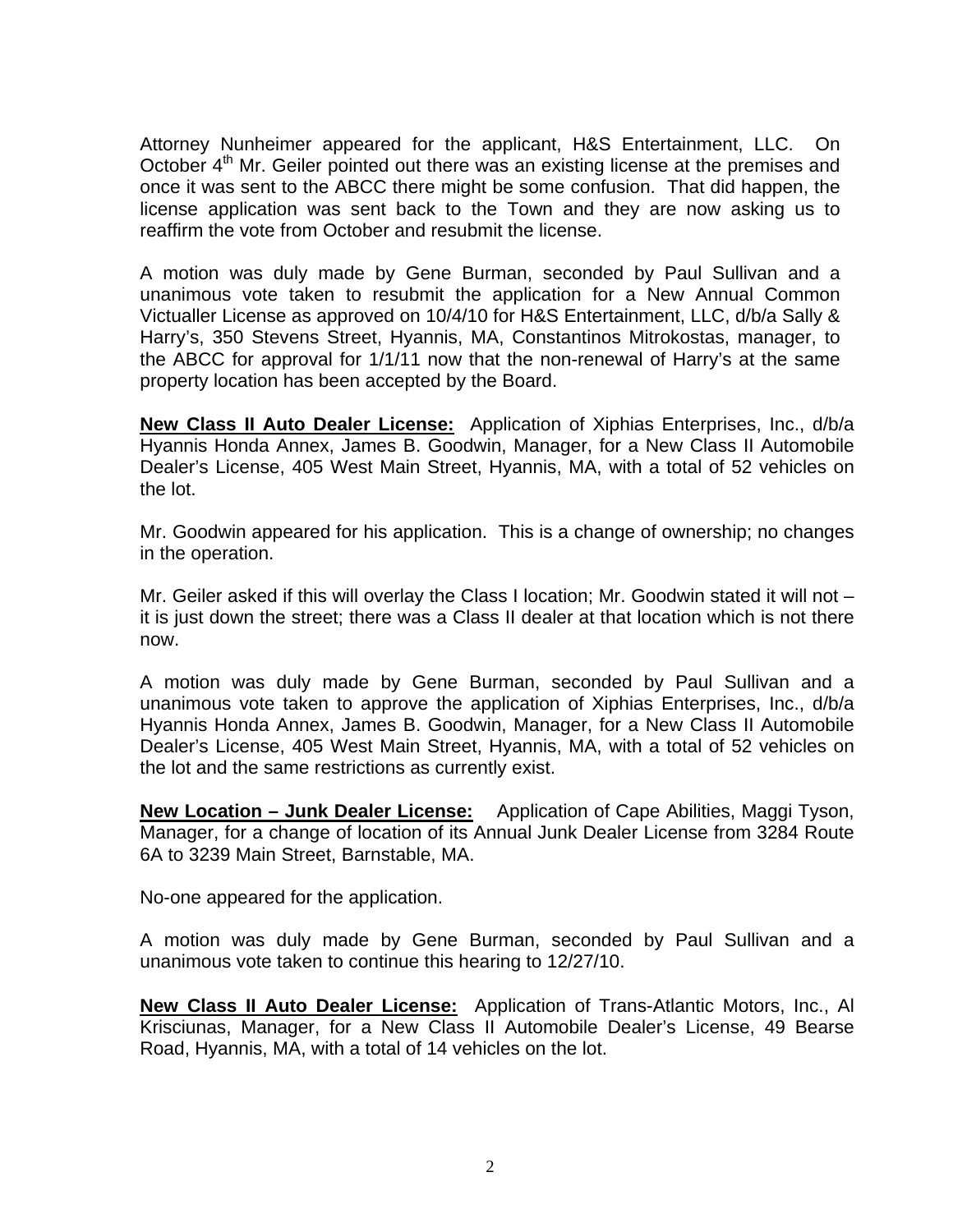Attorney Nunheimer appeared for the applicant, H&S Entertainment, LLC. On October 4th Mr. Geiler pointed out there was an existing license at the premises and once it was sent to the ABCC there might be some confusion. That did happen, the license application was sent back to the Town and they are now asking us to reaffirm the vote from October and resubmit the license.

A motion was duly made by Gene Burman, seconded by Paul Sullivan and a unanimous vote taken to resubmit the application for a New Annual Common Victualler License as approved on 10/4/10 for H&S Entertainment, LLC, d/b/a Sally & Harry's, 350 Stevens Street, Hyannis, MA, Constantinos Mitrokostas, manager, to the ABCC for approval for 1/1/11 now that the non-renewal of Harry's at the same property location has been accepted by the Board.

**New Class II Auto Dealer License:** Application of Xiphias Enterprises, Inc., d/b/a Hyannis Honda Annex, James B. Goodwin, Manager, for a New Class II Automobile Dealer's License, 405 West Main Street, Hyannis, MA, with a total of 52 vehicles on the lot.

Mr. Goodwin appeared for his application. This is a change of ownership; no changes in the operation.

Mr. Geiler asked if this will overlay the Class I location; Mr. Goodwin stated it will not – it is just down the street; there was a Class II dealer at that location which is not there now.

A motion was duly made by Gene Burman, seconded by Paul Sullivan and a unanimous vote taken to approve the application of Xiphias Enterprises, Inc., d/b/a Hyannis Honda Annex, James B. Goodwin, Manager, for a New Class II Automobile Dealer's License, 405 West Main Street, Hyannis, MA, with a total of 52 vehicles on the lot and the same restrictions as currently exist.

**New Location – Junk Dealer License:** Application of Cape Abilities, Maggi Tyson, Manager, for a change of location of its Annual Junk Dealer License from 3284 Route 6A to 3239 Main Street, Barnstable, MA.

No-one appeared for the application.

A motion was duly made by Gene Burman, seconded by Paul Sullivan and a unanimous vote taken to continue this hearing to 12/27/10.

**New Class II Auto Dealer License:** Application of Trans-Atlantic Motors, Inc., Al Krisciunas, Manager, for a New Class II Automobile Dealer's License, 49 Bearse Road, Hyannis, MA, with a total of 14 vehicles on the lot.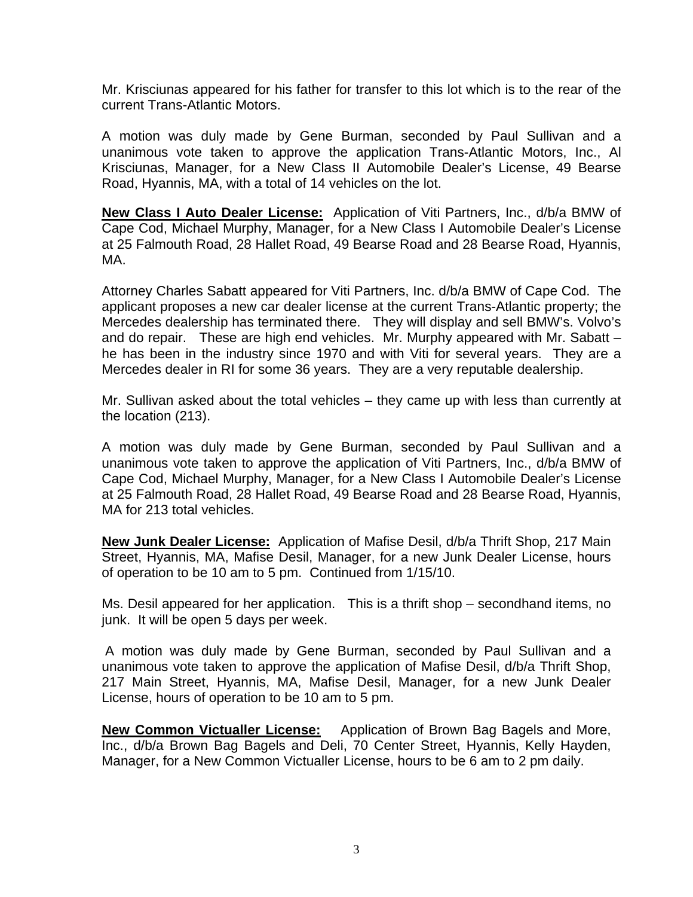Mr. Krisciunas appeared for his father for transfer to this lot which is to the rear of the current Trans-Atlantic Motors.

A motion was duly made by Gene Burman, seconded by Paul Sullivan and a unanimous vote taken to approve the application Trans-Atlantic Motors, Inc., Al Krisciunas, Manager, for a New Class II Automobile Dealer's License, 49 Bearse Road, Hyannis, MA, with a total of 14 vehicles on the lot.

**New Class I Auto Dealer License:** Application of Viti Partners, Inc., d/b/a BMW of Cape Cod, Michael Murphy, Manager, for a New Class I Automobile Dealer's License at 25 Falmouth Road, 28 Hallet Road, 49 Bearse Road and 28 Bearse Road, Hyannis, MA.

Attorney Charles Sabatt appeared for Viti Partners, Inc. d/b/a BMW of Cape Cod. The applicant proposes a new car dealer license at the current Trans-Atlantic property; the Mercedes dealership has terminated there. They will display and sell BMW's. Volvo's and do repair. These are high end vehicles. Mr. Murphy appeared with Mr. Sabatt – he has been in the industry since 1970 and with Viti for several years. They are a Mercedes dealer in RI for some 36 years. They are a very reputable dealership.

Mr. Sullivan asked about the total vehicles – they came up with less than currently at the location (213).

A motion was duly made by Gene Burman, seconded by Paul Sullivan and a unanimous vote taken to approve the application of Viti Partners, Inc., d/b/a BMW of Cape Cod, Michael Murphy, Manager, for a New Class I Automobile Dealer's License at 25 Falmouth Road, 28 Hallet Road, 49 Bearse Road and 28 Bearse Road, Hyannis, MA for 213 total vehicles.

**New Junk Dealer License:** Application of Mafise Desil, d/b/a Thrift Shop, 217 Main Street, Hyannis, MA, Mafise Desil, Manager, for a new Junk Dealer License, hours of operation to be 10 am to 5 pm. Continued from 1/15/10.

Ms. Desil appeared for her application. This is a thrift shop – secondhand items, no junk. It will be open 5 days per week.

A motion was duly made by Gene Burman, seconded by Paul Sullivan and a unanimous vote taken to approve the application of Mafise Desil, d/b/a Thrift Shop, 217 Main Street, Hyannis, MA, Mafise Desil, Manager, for a new Junk Dealer License, hours of operation to be 10 am to 5 pm.

**New Common Victualler License:** Application of Brown Bag Bagels and More, Inc., d/b/a Brown Bag Bagels and Deli, 70 Center Street, Hyannis, Kelly Hayden, Manager, for a New Common Victualler License, hours to be 6 am to 2 pm daily.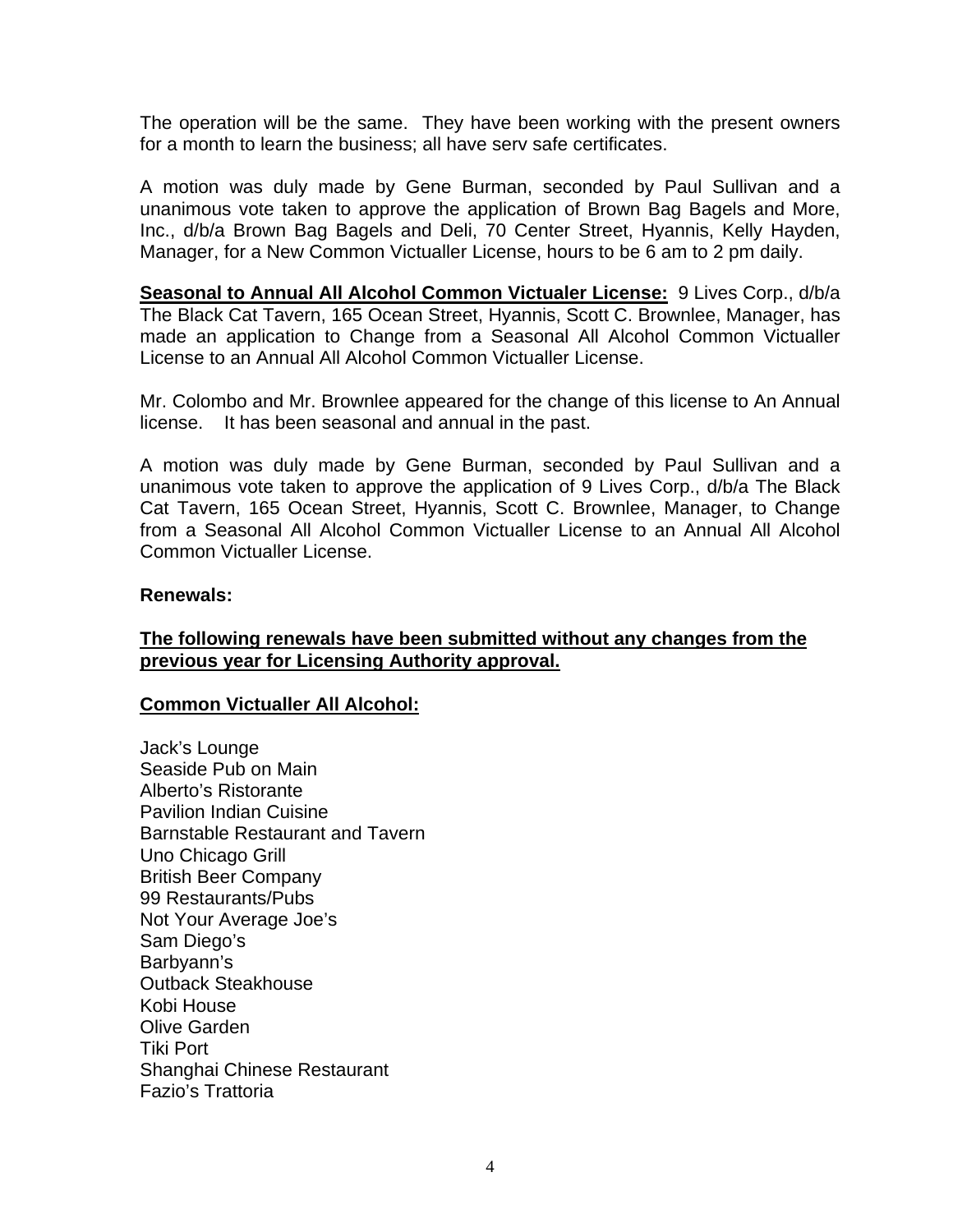The operation will be the same. They have been working with the present owners for a month to learn the business; all have serv safe certificates.

A motion was duly made by Gene Burman, seconded by Paul Sullivan and a unanimous vote taken to approve the application of Brown Bag Bagels and More, Inc., d/b/a Brown Bag Bagels and Deli, 70 Center Street, Hyannis, Kelly Hayden, Manager, for a New Common Victualler License, hours to be 6 am to 2 pm daily.

**Seasonal to Annual All Alcohol Common Victualer License:** 9 Lives Corp., d/b/a The Black Cat Tavern, 165 Ocean Street, Hyannis, Scott C. Brownlee, Manager, has made an application to Change from a Seasonal All Alcohol Common Victualler License to an Annual All Alcohol Common Victualler License.

Mr. Colombo and Mr. Brownlee appeared for the change of this license to An Annual license. It has been seasonal and annual in the past.

A motion was duly made by Gene Burman, seconded by Paul Sullivan and a unanimous vote taken to approve the application of 9 Lives Corp., d/b/a The Black Cat Tavern, 165 Ocean Street, Hyannis, Scott C. Brownlee, Manager, to Change from a Seasonal All Alcohol Common Victualler License to an Annual All Alcohol Common Victualler License.

**Renewals:**

**The following renewals have been submitted without any changes from the previous year for Licensing Authority approval.**

**Common Victualler All Alcohol:**

Jack's Lounge
Seaside Pub on Main
Alberto's Ristorante
Pavilion Indian Cuisine
Barnstable Restaurant and Tavern
Uno Chicago Grill
British Beer Company
99 Restaurants/Pubs
Not Your Average Joe's
Sam Diego's
Barbyann's
Outback Steakhouse
Kobi House
Olive Garden
Tiki Port
Shanghai Chinese Restaurant
Fazio's Trattoria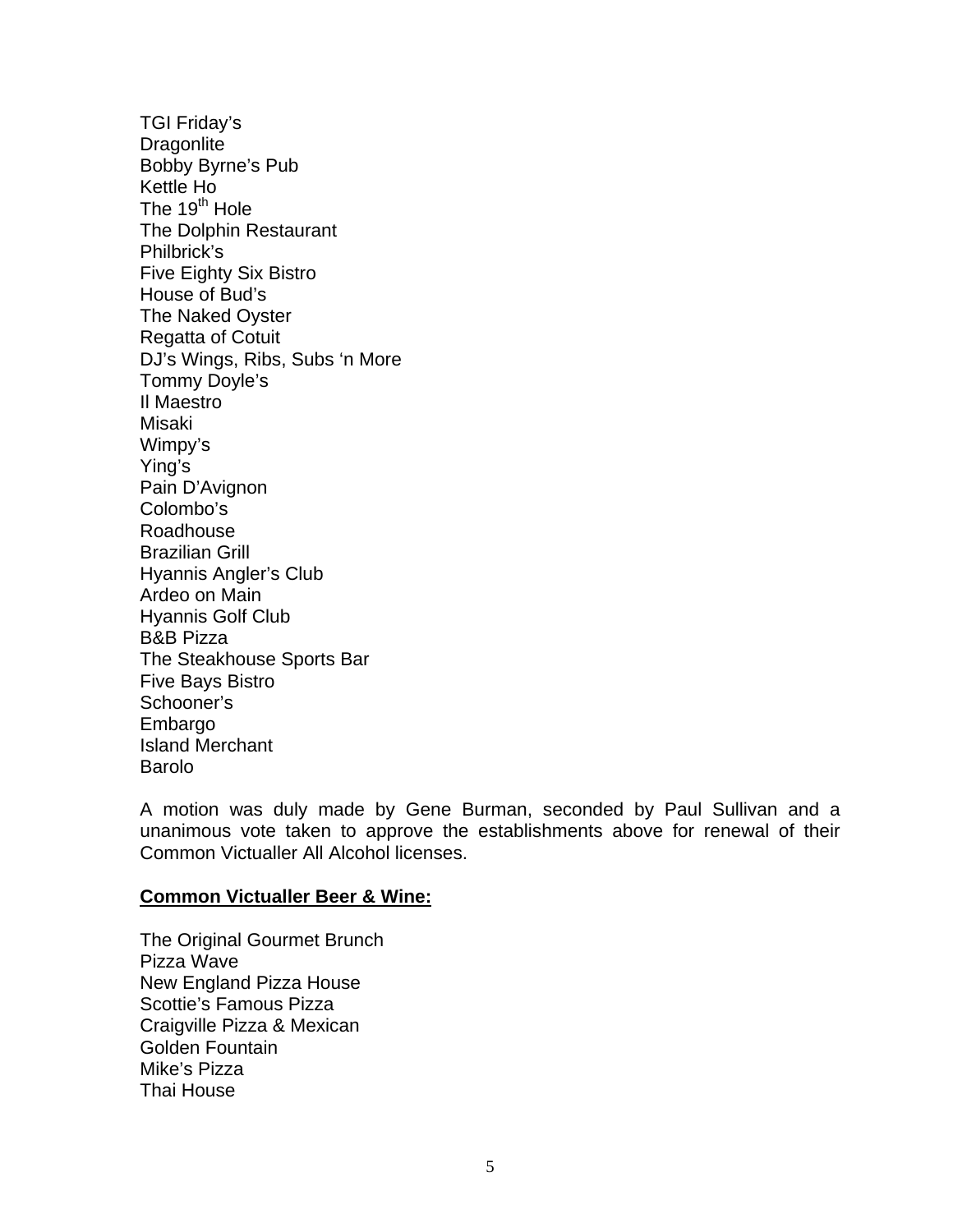TGI Friday's
Dragonlite
Bobby Byrne's Pub
Kettle Ho
The 19th Hole
The Dolphin Restaurant
Philbrick's
Five Eighty Six Bistro
House of Bud's
The Naked Oyster
Regatta of Cotuit
DJ's Wings, Ribs, Subs 'n More
Tommy Doyle's
Il Maestro
Misaki
Wimpy's
Ying's
Pain D'Avignon
Colombo's
Roadhouse
Brazilian Grill
Hyannis Angler's Club
Ardeo on Main
Hyannis Golf Club
B&B Pizza
The Steakhouse Sports Bar
Five Bays Bistro
Schooner's
Embargo
Island Merchant
Barolo

A motion was duly made by Gene Burman, seconded by Paul Sullivan and a unanimous vote taken to approve the establishments above for renewal of their Common Victualler All Alcohol licenses.

**Common Victualler Beer & Wine:**

The Original Gourmet Brunch
Pizza Wave
New England Pizza House
Scottie's Famous Pizza
Craigville Pizza & Mexican
Golden Fountain
Mike's Pizza
Thai House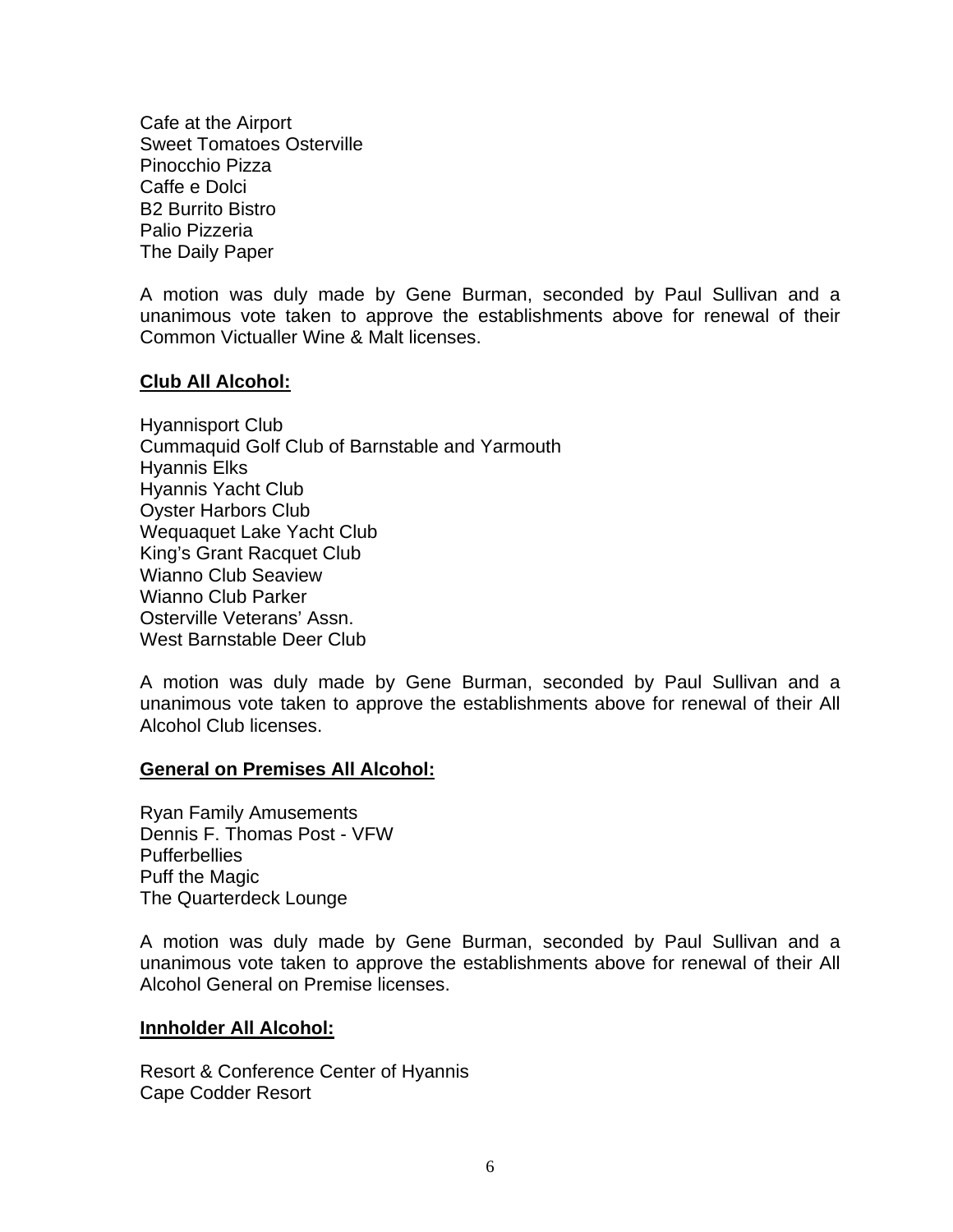Cafe at the Airport
Sweet Tomatoes Osterville
Pinocchio Pizza
Caffe e Dolci
B2 Burrito Bistro
Palio Pizzeria
The Daily Paper

A motion was duly made by Gene Burman, seconded by Paul Sullivan and a unanimous vote taken to approve the establishments above for renewal of their Common Victualler Wine & Malt licenses.

**Club All Alcohol:**

Hyannisport Club
Cummaquid Golf Club of Barnstable and Yarmouth
Hyannis Elks
Hyannis Yacht Club
Oyster Harbors Club
Wequaquet Lake Yacht Club
King's Grant Racquet Club
Wianno Club Seaview
Wianno Club Parker
Osterville Veterans' Assn.
West Barnstable Deer Club

A motion was duly made by Gene Burman, seconded by Paul Sullivan and a unanimous vote taken to approve the establishments above for renewal of their All Alcohol Club licenses.

**General on Premises All Alcohol:**

Ryan Family Amusements
Dennis F. Thomas Post - VFW
Pufferbellies
Puff the Magic
The Quarterdeck Lounge

A motion was duly made by Gene Burman, seconded by Paul Sullivan and a unanimous vote taken to approve the establishments above for renewal of their All Alcohol General on Premise licenses.

**Innholder All Alcohol:**

Resort & Conference Center of Hyannis
Cape Codder Resort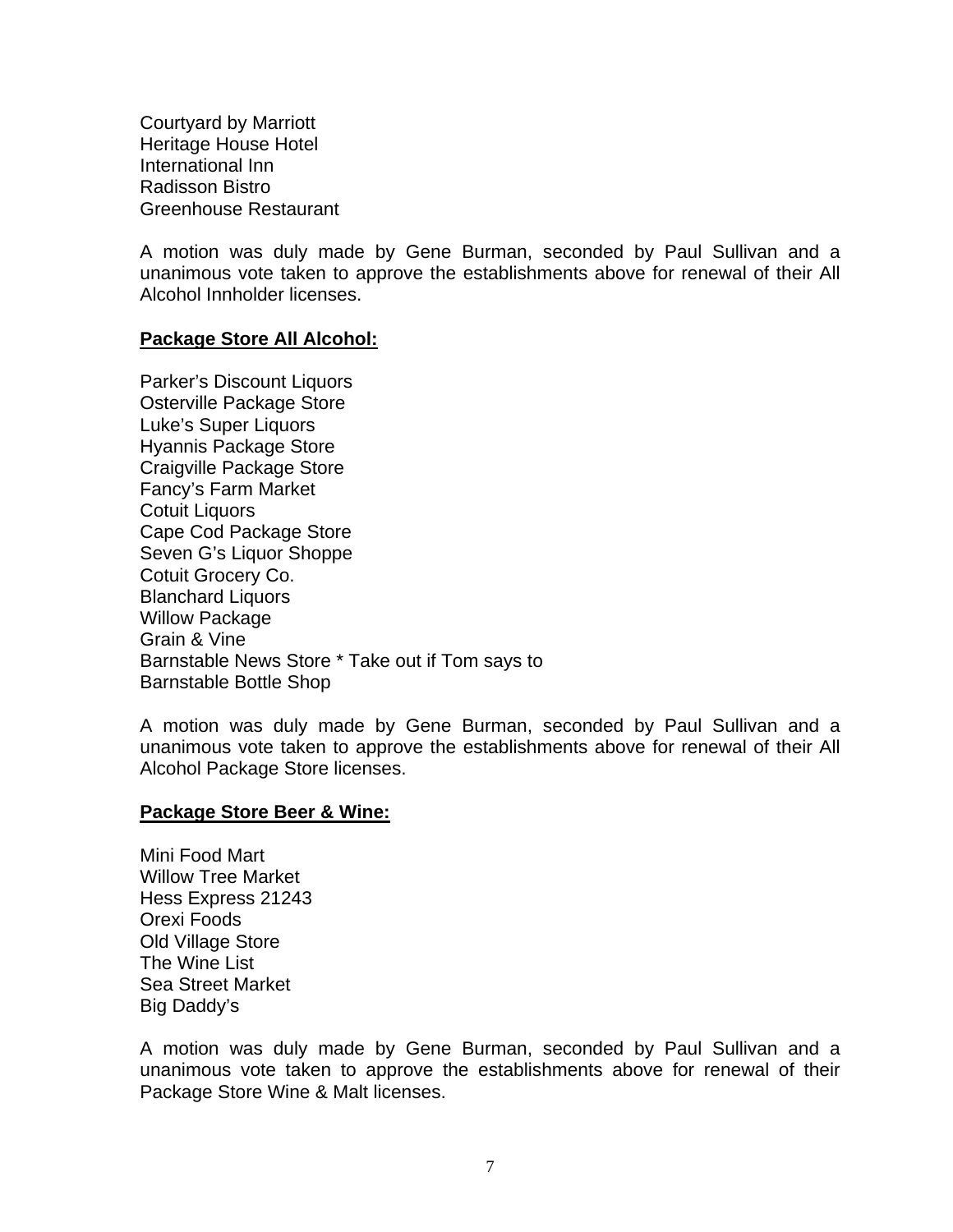Courtyard by Marriott
Heritage House Hotel
International Inn
Radisson Bistro
Greenhouse Restaurant

A motion was duly made by Gene Burman, seconded by Paul Sullivan and a unanimous vote taken to approve the establishments above for renewal of their All Alcohol Innholder licenses.

**<u>Package Store All Alcohol:</u>**

Parker's Discount Liquors
Osterville Package Store
Luke's Super Liquors
Hyannis Package Store
Craigville Package Store
Fancy's Farm Market
Cotuit Liquors
Cape Cod Package Store
Seven G's Liquor Shoppe
Cotuit Grocery Co.
Blanchard Liquors
Willow Package
Grain & Vine
Barnstable News Store * Take out if Tom says to
Barnstable Bottle Shop

A motion was duly made by Gene Burman, seconded by Paul Sullivan and a unanimous vote taken to approve the establishments above for renewal of their All Alcohol Package Store licenses.

**<u>Package Store Beer & Wine:</u>**

Mini Food Mart
Willow Tree Market
Hess Express 21243
Orexi Foods
Old Village Store
The Wine List
Sea Street Market
Big Daddy's

A motion was duly made by Gene Burman, seconded by Paul Sullivan and a unanimous vote taken to approve the establishments above for renewal of their Package Store Wine & Malt licenses.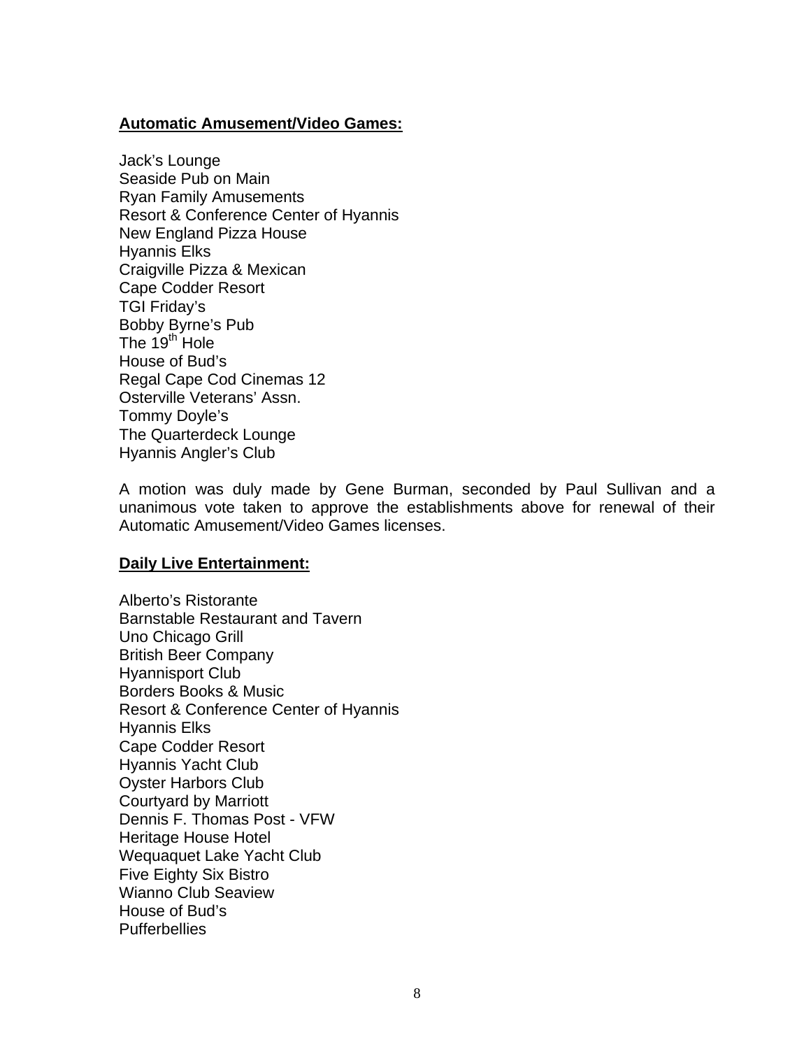**Automatic Amusement/Video Games:**

Jack's Lounge
Seaside Pub on Main
Ryan Family Amusements
Resort & Conference Center of Hyannis
New England Pizza House
Hyannis Elks
Craigville Pizza & Mexican
Cape Codder Resort
TGI Friday's
Bobby Byrne's Pub
The 19th Hole
House of Bud's
Regal Cape Cod Cinemas 12
Osterville Veterans' Assn.
Tommy Doyle's
The Quarterdeck Lounge
Hyannis Angler's Club

A motion was duly made by Gene Burman, seconded by Paul Sullivan and a unanimous vote taken to approve the establishments above for renewal of their Automatic Amusement/Video Games licenses.

**Daily Live Entertainment:**

Alberto's Ristorante
Barnstable Restaurant and Tavern
Uno Chicago Grill
British Beer Company
Hyannisport Club
Borders Books & Music
Resort & Conference Center of Hyannis
Hyannis Elks
Cape Codder Resort
Hyannis Yacht Club
Oyster Harbors Club
Courtyard by Marriott
Dennis F. Thomas Post - VFW
Heritage House Hotel
Wequaquet Lake Yacht Club
Five Eighty Six Bistro
Wianno Club Seaview
House of Bud's
Pufferbellies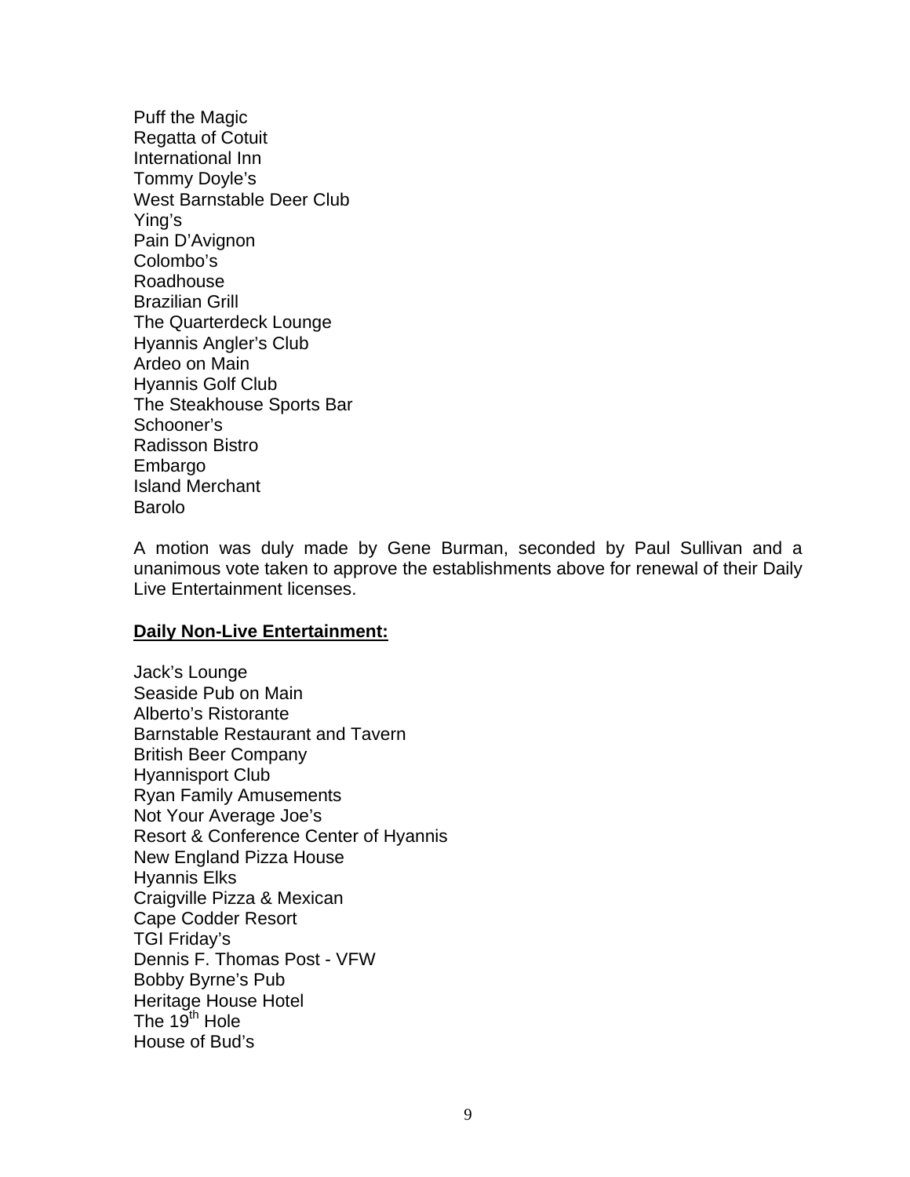Puff the Magic
Regatta of Cotuit
International Inn
Tommy Doyle's
West Barnstable Deer Club
Ying's
Pain D'Avignon
Colombo's
Roadhouse
Brazilian Grill
The Quarterdeck Lounge
Hyannis Angler's Club
Ardeo on Main
Hyannis Golf Club
The Steakhouse Sports Bar
Schooner's
Radisson Bistro
Embargo
Island Merchant
Barolo

A motion was duly made by Gene Burman, seconded by Paul Sullivan and a unanimous vote taken to approve the establishments above for renewal of their Daily Live Entertainment licenses.

**<u>Daily Non-Live Entertainment:</u>**

Jack's Lounge
Seaside Pub on Main
Alberto's Ristorante
Barnstable Restaurant and Tavern
British Beer Company
Hyannisport Club
Ryan Family Amusements
Not Your Average Joe's
Resort & Conference Center of Hyannis
New England Pizza House
Hyannis Elks
Craigville Pizza & Mexican
Cape Codder Resort
TGI Friday's
Dennis F. Thomas Post - VFW
Bobby Byrne's Pub
Heritage House Hotel
The 19th Hole
House of Bud's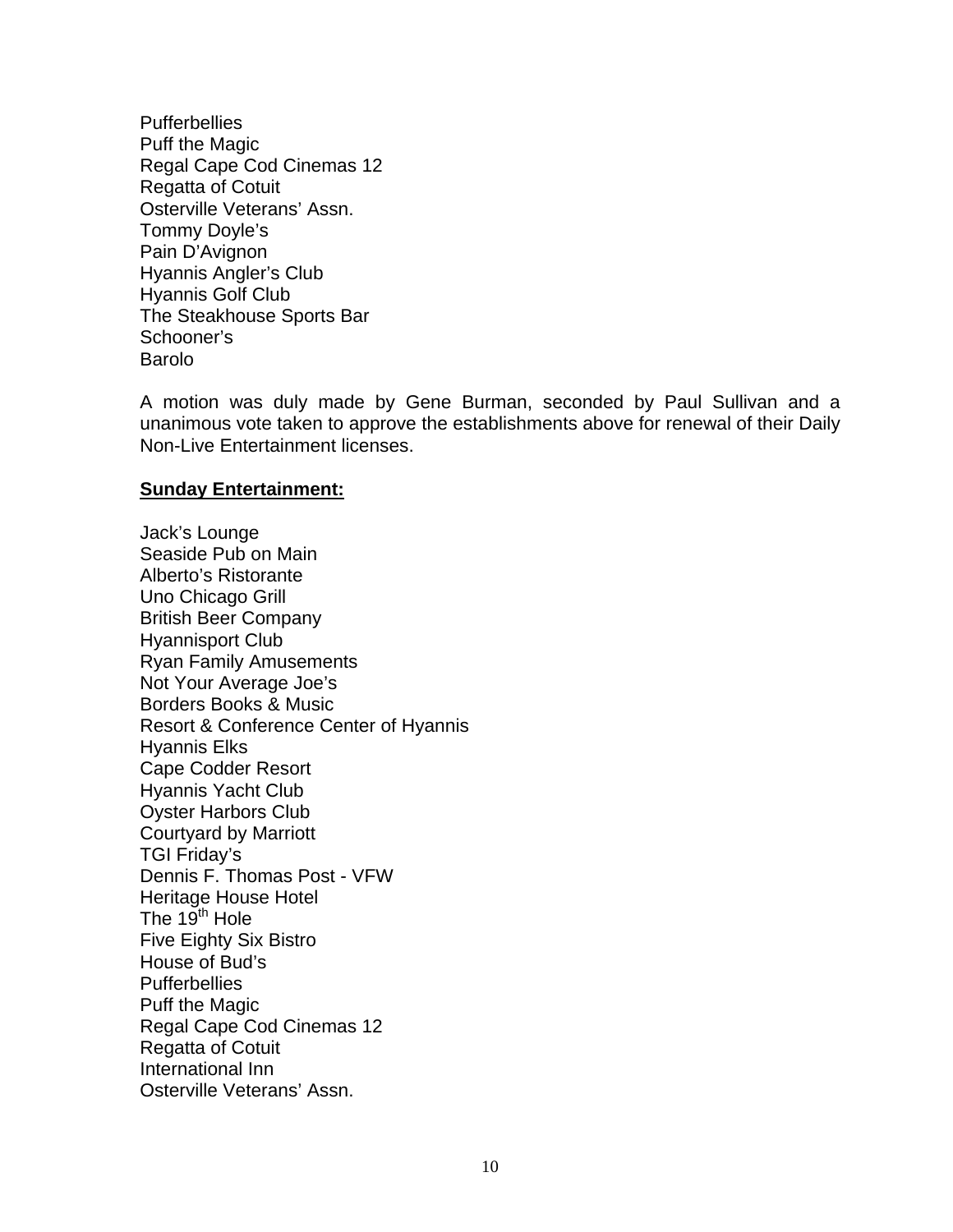Pufferbellies  
Puff the Magic  
Regal Cape Cod Cinemas 12  
Regatta of Cotuit  
Osterville Veterans' Assn.  
Tommy Doyle's  
Pain D'Avignon  
Hyannis Angler's Club  
Hyannis Golf Club  
The Steakhouse Sports Bar  
Schooner's  
Barolo

A motion was duly made by Gene Burman, seconded by Paul Sullivan and a unanimous vote taken to approve the establishments above for renewal of their Daily Non-Live Entertainment licenses.

**Sunday Entertainment:**

Jack's Lounge  
Seaside Pub on Main  
Alberto's Ristorante  
Uno Chicago Grill  
British Beer Company  
Hyannisport Club  
Ryan Family Amusements  
Not Your Average Joe's  
Borders Books & Music  
Resort & Conference Center of Hyannis  
Hyannis Elks  
Cape Codder Resort  
Hyannis Yacht Club  
Oyster Harbors Club  
Courtyard by Marriott  
TGI Friday's  
Dennis F. Thomas Post - VFW  
Heritage House Hotel  
The 19th Hole  
Five Eighty Six Bistro  
House of Bud's  
Pufferbellies  
Puff the Magic  
Regal Cape Cod Cinemas 12  
Regatta of Cotuit  
International Inn  
Osterville Veterans' Assn.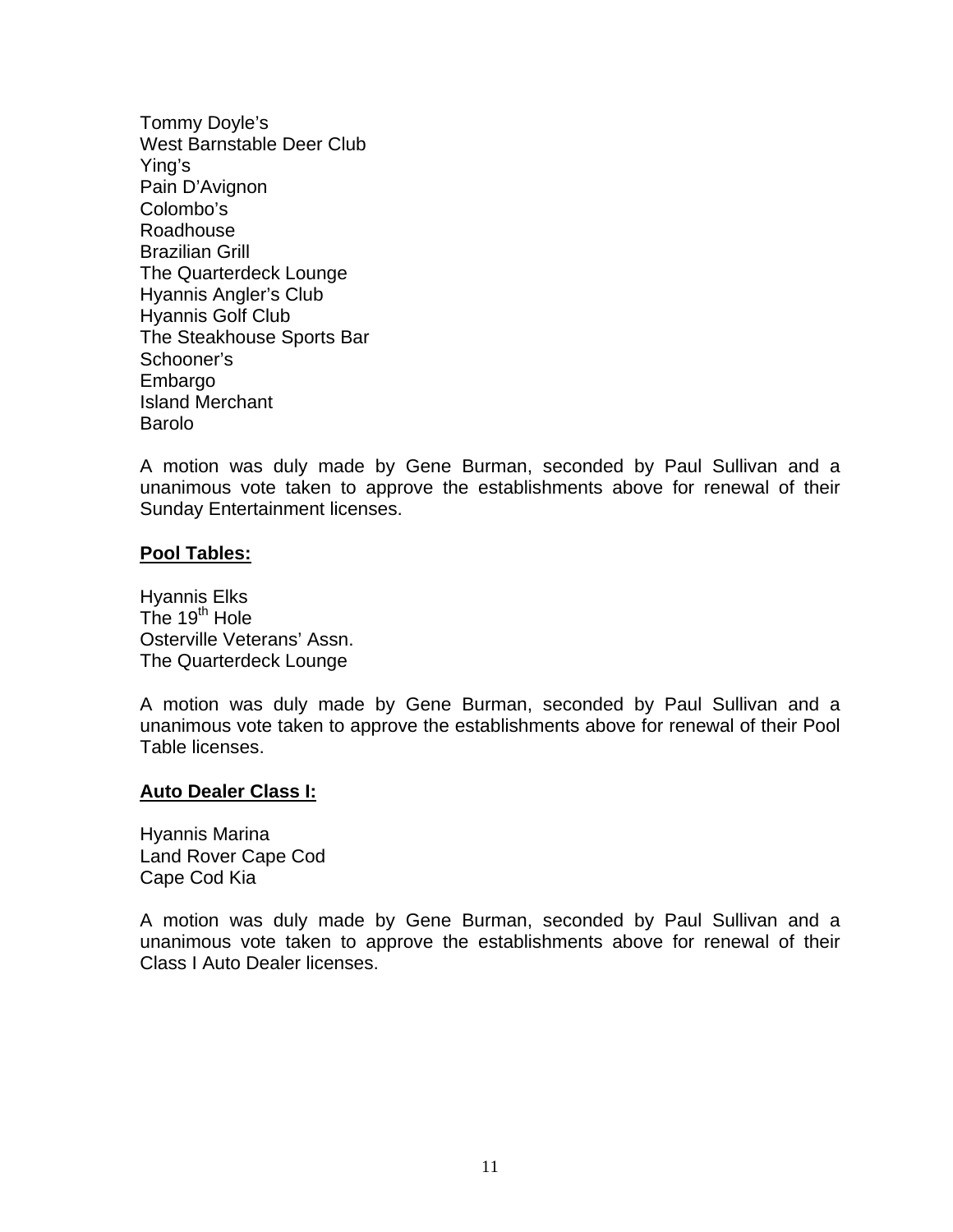Tommy Doyle's
West Barnstable Deer Club
Ying's
Pain D'Avignon
Colombo's
Roadhouse
Brazilian Grill
The Quarterdeck Lounge
Hyannis Angler's Club
Hyannis Golf Club
The Steakhouse Sports Bar
Schooner's
Embargo
Island Merchant
Barolo

A motion was duly made by Gene Burman, seconded by Paul Sullivan and a unanimous vote taken to approve the establishments above for renewal of their Sunday Entertainment licenses.

**Pool Tables:**

Hyannis Elks
The 19th Hole
Osterville Veterans' Assn.
The Quarterdeck Lounge

A motion was duly made by Gene Burman, seconded by Paul Sullivan and a unanimous vote taken to approve the establishments above for renewal of their Pool Table licenses.

**Auto Dealer Class I:**

Hyannis Marina
Land Rover Cape Cod
Cape Cod Kia

A motion was duly made by Gene Burman, seconded by Paul Sullivan and a unanimous vote taken to approve the establishments above for renewal of their Class I Auto Dealer licenses.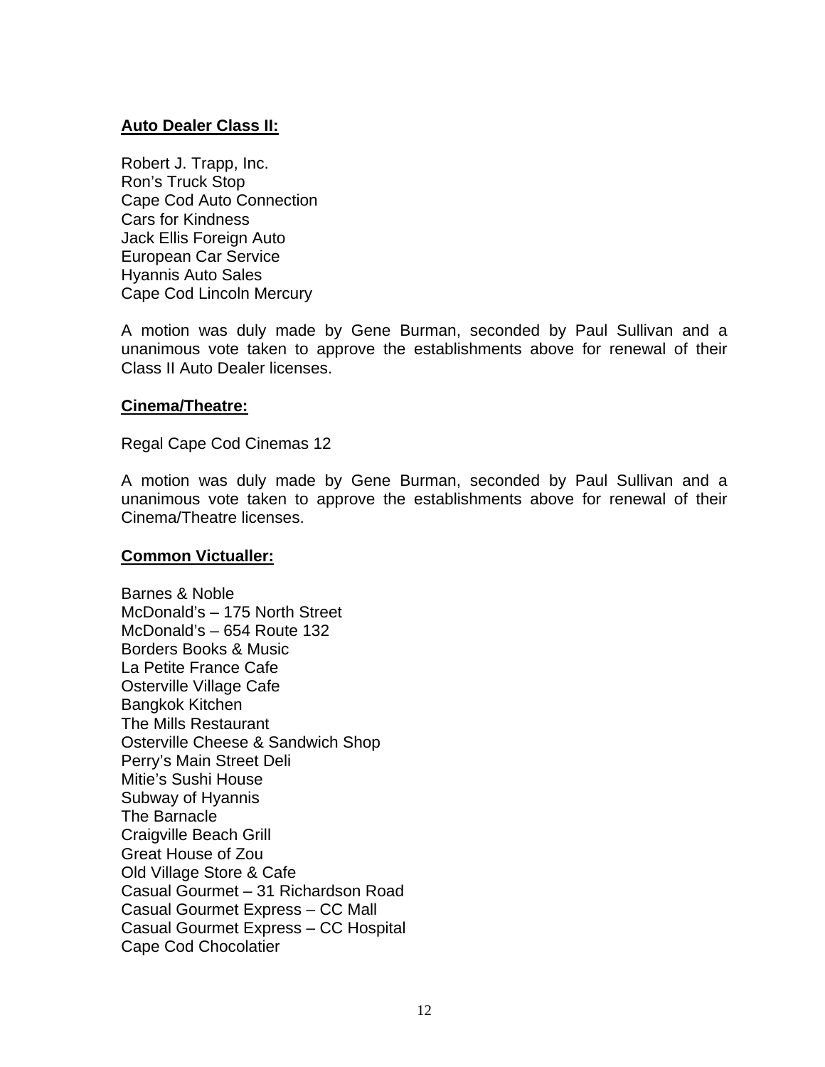**Auto Dealer Class II:**

Robert J. Trapp, Inc.
Ron's Truck Stop
Cape Cod Auto Connection
Cars for Kindness
Jack Ellis Foreign Auto
European Car Service
Hyannis Auto Sales
Cape Cod Lincoln Mercury

A motion was duly made by Gene Burman, seconded by Paul Sullivan and a unanimous vote taken to approve the establishments above for renewal of their Class II Auto Dealer licenses.

**Cinema/Theatre:**

Regal Cape Cod Cinemas 12

A motion was duly made by Gene Burman, seconded by Paul Sullivan and a unanimous vote taken to approve the establishments above for renewal of their Cinema/Theatre licenses.

**Common Victualler:**

Barnes & Noble
McDonald's – 175 North Street
McDonald's – 654 Route 132
Borders Books & Music
La Petite France Cafe
Osterville Village Cafe
Bangkok Kitchen
The Mills Restaurant
Osterville Cheese & Sandwich Shop
Perry's Main Street Deli
Mitie's Sushi House
Subway of Hyannis
The Barnacle
Craigville Beach Grill
Great House of Zou
Old Village Store & Cafe
Casual Gourmet – 31 Richardson Road
Casual Gourmet Express – CC Mall
Casual Gourmet Express – CC Hospital
Cape Cod Chocolatier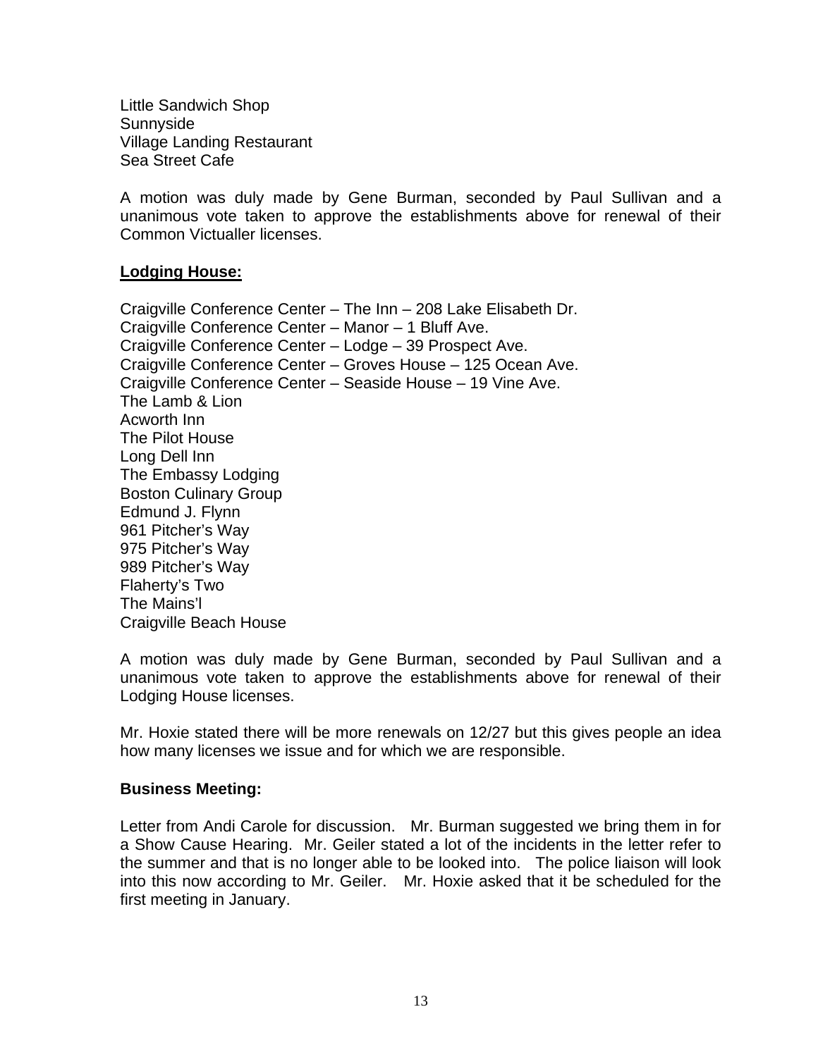Little Sandwich Shop
Sunnyside
Village Landing Restaurant
Sea Street Cafe

A motion was duly made by Gene Burman, seconded by Paul Sullivan and a unanimous vote taken to approve the establishments above for renewal of their Common Victualler licenses.

**Lodging House:**

Craigville Conference Center – The Inn – 208 Lake Elisabeth Dr.
Craigville Conference Center – Manor – 1 Bluff Ave.
Craigville Conference Center – Lodge – 39 Prospect Ave.
Craigville Conference Center – Groves House – 125 Ocean Ave.
Craigville Conference Center – Seaside House – 19 Vine Ave.
The Lamb & Lion
Acworth Inn
The Pilot House
Long Dell Inn
The Embassy Lodging
Boston Culinary Group
Edmund J. Flynn
961 Pitcher's Way
975 Pitcher's Way
989 Pitcher's Way
Flaherty's Two
The Mains'l
Craigville Beach House

A motion was duly made by Gene Burman, seconded by Paul Sullivan and a unanimous vote taken to approve the establishments above for renewal of their Lodging House licenses.

Mr. Hoxie stated there will be more renewals on 12/27 but this gives people an idea how many licenses we issue and for which we are responsible.

**Business Meeting:**

Letter from Andi Carole for discussion. Mr. Burman suggested we bring them in for a Show Cause Hearing. Mr. Geiler stated a lot of the incidents in the letter refer to the summer and that is no longer able to be looked into. The police liaison will look into this now according to Mr. Geiler. Mr. Hoxie asked that it be scheduled for the first meeting in January.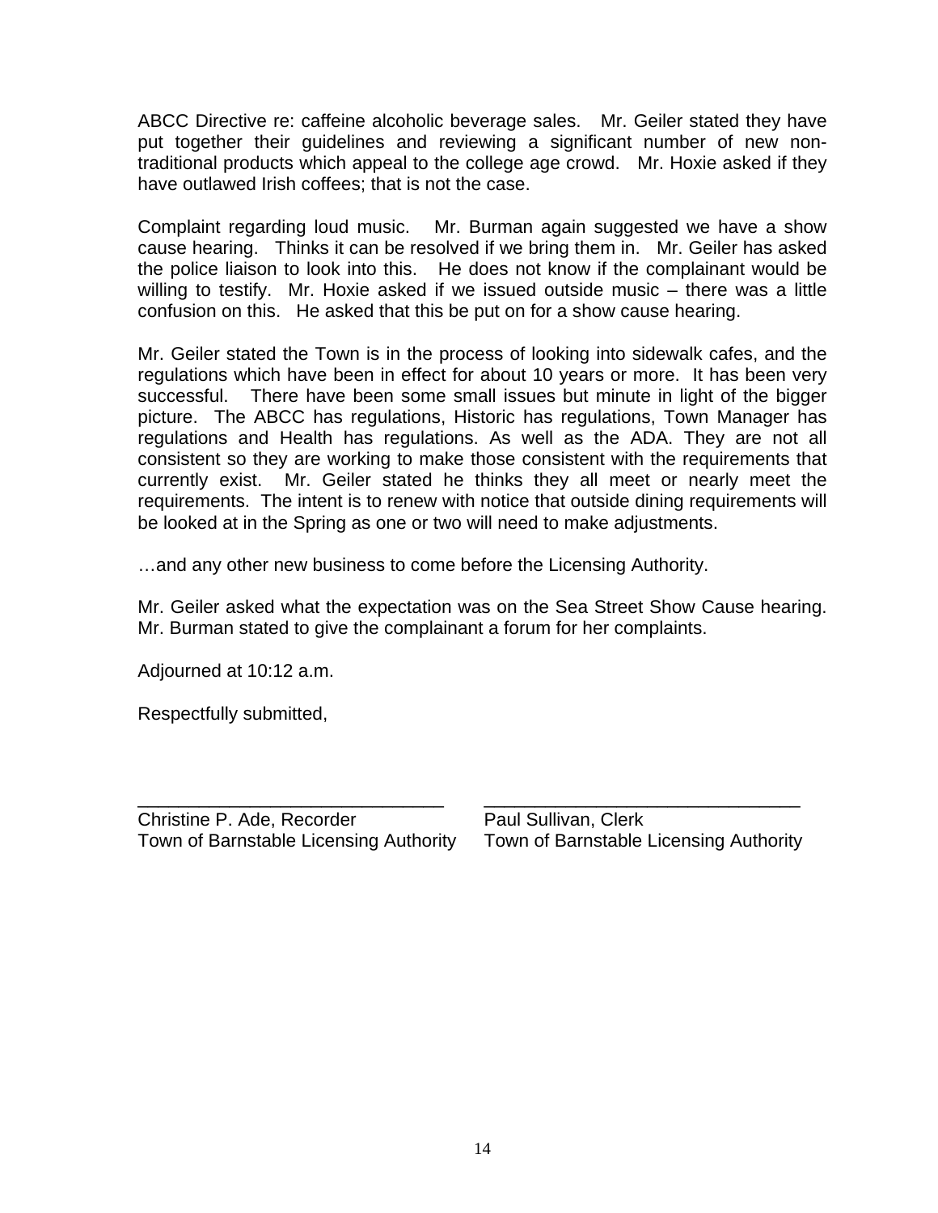ABCC Directive re: caffeine alcoholic beverage sales. Mr. Geiler stated they have put together their guidelines and reviewing a significant number of new non-traditional products which appeal to the college age crowd. Mr. Hoxie asked if they have outlawed Irish coffees; that is not the case.

Complaint regarding loud music. Mr. Burman again suggested we have a show cause hearing. Thinks it can be resolved if we bring them in. Mr. Geiler has asked the police liaison to look into this. He does not know if the complainant would be willing to testify. Mr. Hoxie asked if we issued outside music – there was a little confusion on this. He asked that this be put on for a show cause hearing.

Mr. Geiler stated the Town is in the process of looking into sidewalk cafes, and the regulations which have been in effect for about 10 years or more. It has been very successful. There have been some small issues but minute in light of the bigger picture. The ABCC has regulations, Historic has regulations, Town Manager has regulations and Health has regulations. As well as the ADA. They are not all consistent so they are working to make those consistent with the requirements that currently exist. Mr. Geiler stated he thinks they all meet or nearly meet the requirements. The intent is to renew with notice that outside dining requirements will be looked at in the Spring as one or two will need to make adjustments.

…and any other new business to come before the Licensing Authority.

Mr. Geiler asked what the expectation was on the Sea Street Show Cause hearing. Mr. Burman stated to give the complainant a forum for her complaints.

Adjourned at 10:12 a.m.

Respectfully submitted,

\_\_\_\_\_\_\_\_\_\_\_\_\_\_\_\_\_\_\_\_\_\_\_\_\_\_\_\_\_\_\_
Christine P. Ade, Recorder
Town of Barnstable Licensing Authority

\_\_\_\_\_\_\_\_\_\_\_\_\_\_\_\_\_\_\_\_\_\_\_\_\_\_\_\_\_\_\_
Paul Sullivan, Clerk
Town of Barnstable Licensing Authority